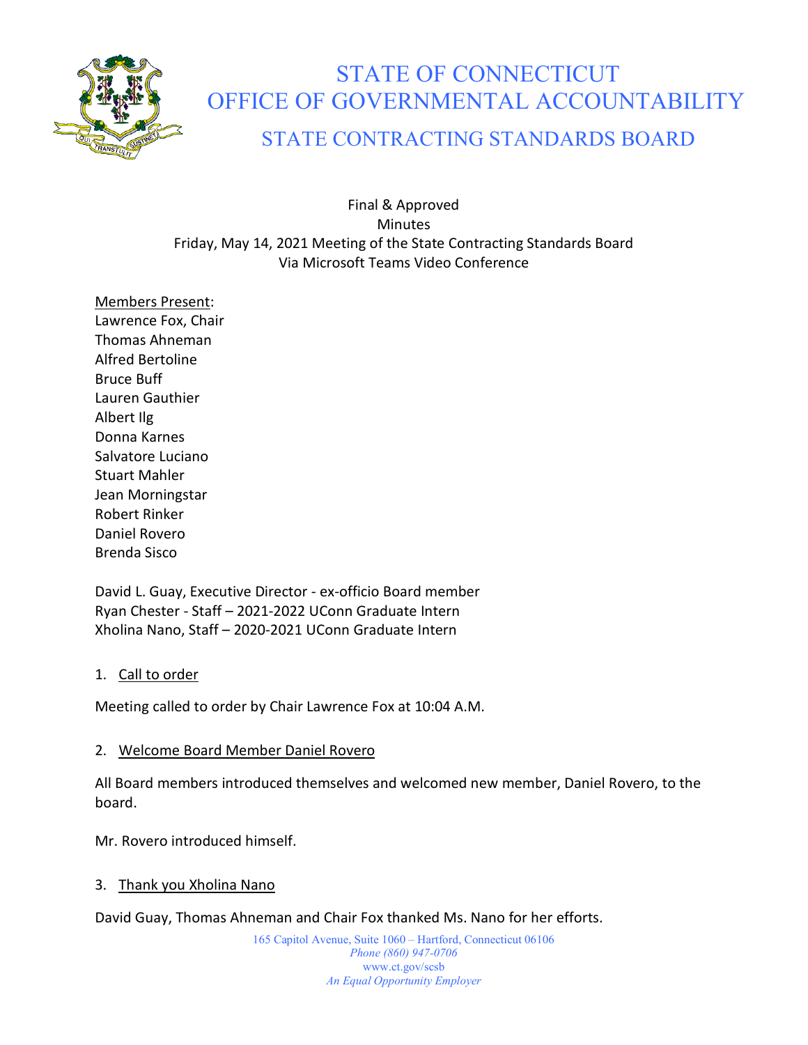# STATE OF CONNECTICUT
# OFFICE OF GOVERNMENTAL ACCOUNTABILITY
## STATE CONTRACTING STANDARDS BOARD

Final & Approved
Minutes
Friday, May 14, 2021 Meeting of the State Contracting Standards Board
Via Microsoft Teams Video Conference

Members Present:
Lawrence Fox, Chair
Thomas Ahneman
Alfred Bertoline
Bruce Buff
Lauren Gauthier
Albert Ilg
Donna Karnes
Salvatore Luciano
Stuart Mahler
Jean Morningstar
Robert Rinker
Daniel Rovero
Brenda Sisco

David L. Guay, Executive Director - ex-officio Board member
Ryan Chester - Staff – 2021-2022 UConn Graduate Intern
Xholina Nano, Staff – 2020-2021 UConn Graduate Intern

1. Call to order

Meeting called to order by Chair Lawrence Fox at 10:04 A.M.

2. Welcome Board Member Daniel Rovero

All Board members introduced themselves and welcomed new member, Daniel Rovero, to the board.

Mr. Rovero introduced himself.

3. Thank you Xholina Nano

David Guay, Thomas Ahneman and Chair Fox thanked Ms. Nano for her efforts.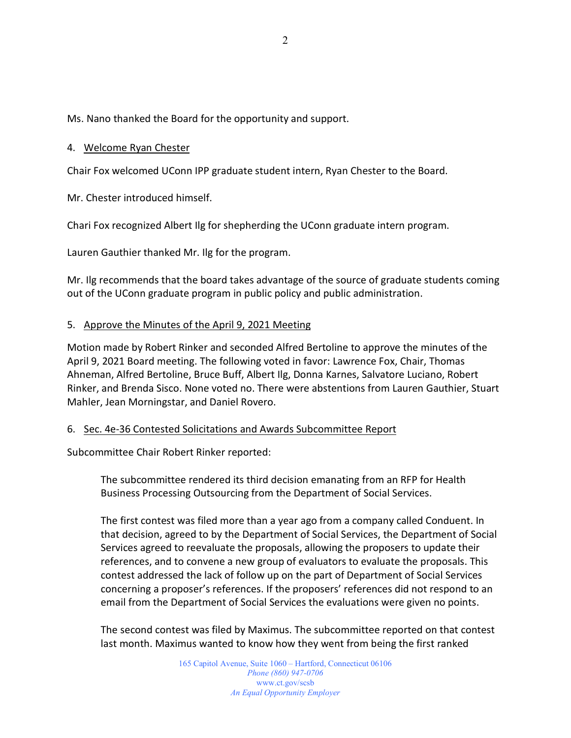Ms. Nano thanked the Board for the opportunity and support.

4. Welcome Ryan Chester

Chair Fox welcomed UConn IPP graduate student intern, Ryan Chester to the Board.

Mr. Chester introduced himself.

Chari Fox recognized Albert Ilg for shepherding the UConn graduate intern program.

Lauren Gauthier thanked Mr. Ilg for the program.

Mr. Ilg recommends that the board takes advantage of the source of graduate students coming out of the UConn graduate program in public policy and public administration.

5. Approve the Minutes of the April 9, 2021 Meeting

Motion made by Robert Rinker and seconded Alfred Bertoline to approve the minutes of the April 9, 2021 Board meeting. The following voted in favor: Lawrence Fox, Chair, Thomas Ahneman, Alfred Bertoline, Bruce Buff, Albert Ilg, Donna Karnes, Salvatore Luciano, Robert Rinker, and Brenda Sisco. None voted no. There were abstentions from Lauren Gauthier, Stuart Mahler, Jean Morningstar, and Daniel Rovero.

6. Sec. 4e-36 Contested Solicitations and Awards Subcommittee Report

Subcommittee Chair Robert Rinker reported:

> The subcommittee rendered its third decision emanating from an RFP for Health Business Processing Outsourcing from the Department of Social Services.
>
> The first contest was filed more than a year ago from a company called Conduent. In that decision, agreed to by the Department of Social Services, the Department of Social Services agreed to reevaluate the proposals, allowing the proposers to update their references, and to convene a new group of evaluators to evaluate the proposals. This contest addressed the lack of follow up on the part of Department of Social Services concerning a proposer's references. If the proposers' references did not respond to an email from the Department of Social Services the evaluations were given no points.
>
> The second contest was filed by Maximus. The subcommittee reported on that contest last month. Maximus wanted to know how they went from being the first ranked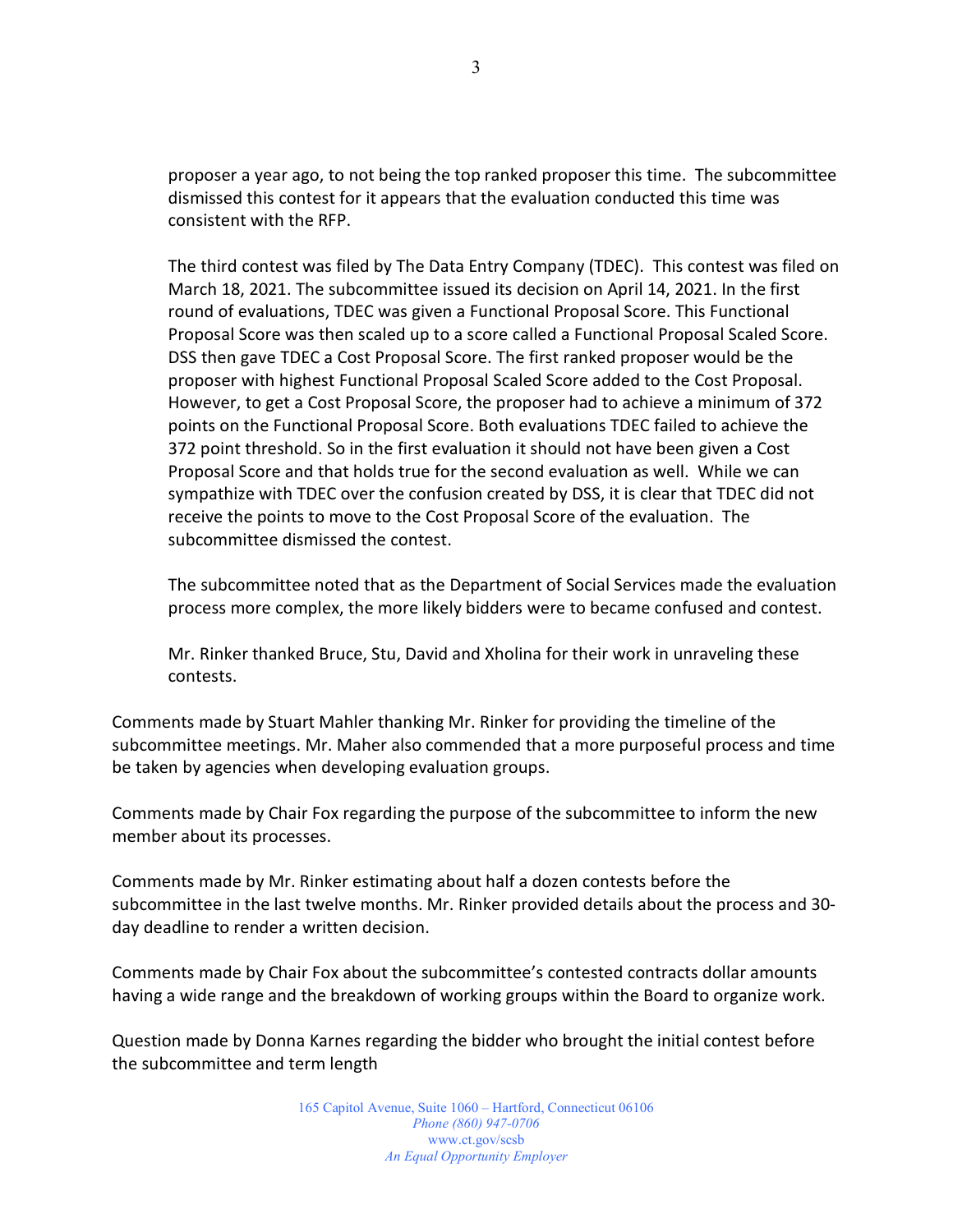proposer a year ago, to not being the top ranked proposer this time. The subcommittee dismissed this contest for it appears that the evaluation conducted this time was consistent with the RFP.

The third contest was filed by The Data Entry Company (TDEC). This contest was filed on March 18, 2021. The subcommittee issued its decision on April 14, 2021. In the first round of evaluations, TDEC was given a Functional Proposal Score. This Functional Proposal Score was then scaled up to a score called a Functional Proposal Scaled Score. DSS then gave TDEC a Cost Proposal Score. The first ranked proposer would be the proposer with highest Functional Proposal Scaled Score added to the Cost Proposal. However, to get a Cost Proposal Score, the proposer had to achieve a minimum of 372 points on the Functional Proposal Score. Both evaluations TDEC failed to achieve the 372 point threshold. So in the first evaluation it should not have been given a Cost Proposal Score and that holds true for the second evaluation as well. While we can sympathize with TDEC over the confusion created by DSS, it is clear that TDEC did not receive the points to move to the Cost Proposal Score of the evaluation. The subcommittee dismissed the contest.

The subcommittee noted that as the Department of Social Services made the evaluation process more complex, the more likely bidders were to became confused and contest.

Mr. Rinker thanked Bruce, Stu, David and Xholina for their work in unraveling these contests.

Comments made by Stuart Mahler thanking Mr. Rinker for providing the timeline of the subcommittee meetings. Mr. Maher also commended that a more purposeful process and time be taken by agencies when developing evaluation groups.

Comments made by Chair Fox regarding the purpose of the subcommittee to inform the new member about its processes.

Comments made by Mr. Rinker estimating about half a dozen contests before the subcommittee in the last twelve months. Mr. Rinker provided details about the process and 30-day deadline to render a written decision.

Comments made by Chair Fox about the subcommittee's contested contracts dollar amounts having a wide range and the breakdown of working groups within the Board to organize work.

Question made by Donna Karnes regarding the bidder who brought the initial contest before the subcommittee and term length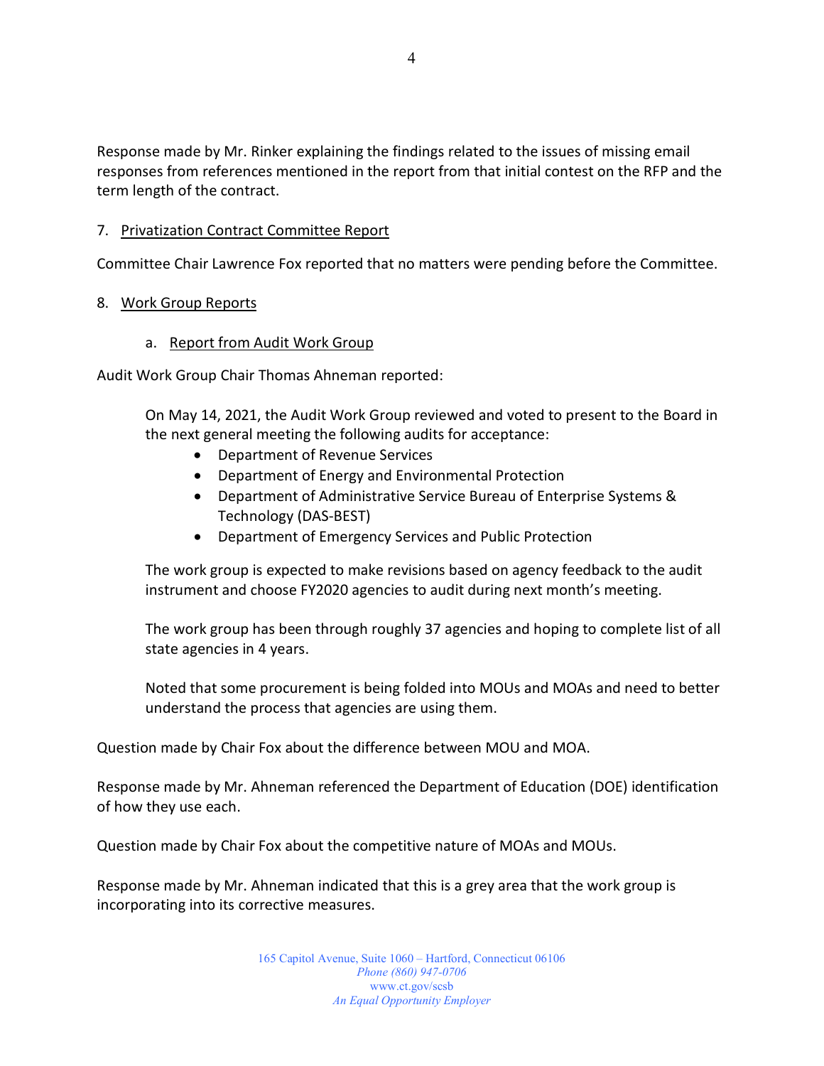Response made by Mr. Rinker explaining the findings related to the issues of missing email responses from references mentioned in the report from that initial contest on the RFP and the term length of the contract.

7. <u>Privatization Contract Committee Report</u>

Committee Chair Lawrence Fox reported that no matters were pending before the Committee.

8. <u>Work Group Reports</u>

   a. <u>Report from Audit Work Group</u>

Audit Work Group Chair Thomas Ahneman reported:

> On May 14, 2021, the Audit Work Group reviewed and voted to present to the Board in the next general meeting the following audits for acceptance:
>
> - Department of Revenue Services
> - Department of Energy and Environmental Protection
> - Department of Administrative Service Bureau of Enterprise Systems & Technology (DAS-BEST)
> - Department of Emergency Services and Public Protection
>
> The work group is expected to make revisions based on agency feedback to the audit instrument and choose FY2020 agencies to audit during next month's meeting.
>
> The work group has been through roughly 37 agencies and hoping to complete list of all state agencies in 4 years.
>
> Noted that some procurement is being folded into MOUs and MOAs and need to better understand the process that agencies are using them.

Question made by Chair Fox about the difference between MOU and MOA.

Response made by Mr. Ahneman referenced the Department of Education (DOE) identification of how they use each.

Question made by Chair Fox about the competitive nature of MOAs and MOUs.

Response made by Mr. Ahneman indicated that this is a grey area that the work group is incorporating into its corrective measures.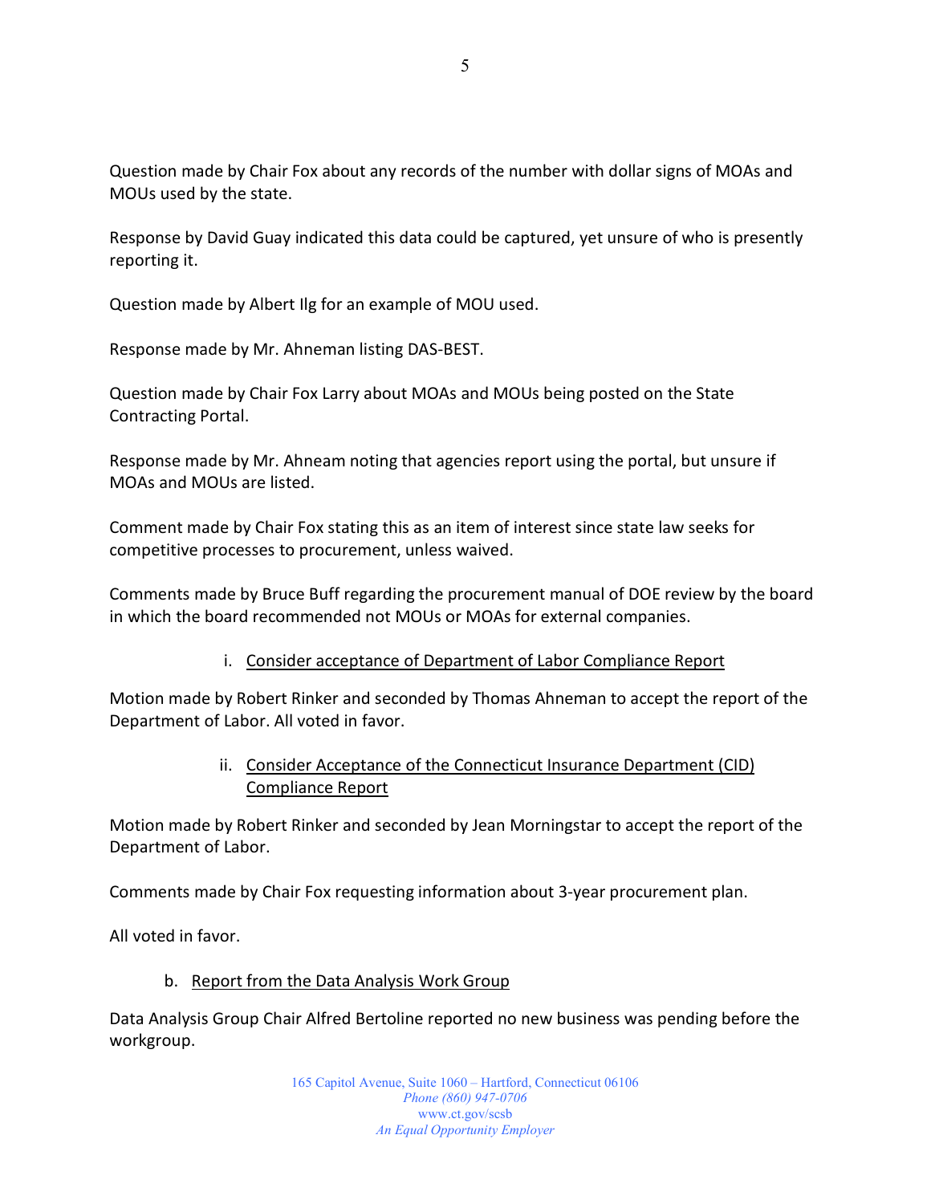Question made by Chair Fox about any records of the number with dollar signs of MOAs and MOUs used by the state.

Response by David Guay indicated this data could be captured, yet unsure of who is presently reporting it.

Question made by Albert Ilg for an example of MOU used.

Response made by Mr. Ahneman listing DAS-BEST.

Question made by Chair Fox Larry about MOAs and MOUs being posted on the State Contracting Portal.

Response made by Mr. Ahneam noting that agencies report using the portal, but unsure if MOAs and MOUs are listed.

Comment made by Chair Fox stating this as an item of interest since state law seeks for competitive processes to procurement, unless waived.

Comments made by Bruce Buff regarding the procurement manual of DOE review by the board in which the board recommended not MOUs or MOAs for external companies.

i. <u>Consider acceptance of Department of Labor Compliance Report</u>

Motion made by Robert Rinker and seconded by Thomas Ahneman to accept the report of the Department of Labor. All voted in favor.

ii. <u>Consider Acceptance of the Connecticut Insurance Department (CID) Compliance Report</u>

Motion made by Robert Rinker and seconded by Jean Morningstar to accept the report of the Department of Labor.

Comments made by Chair Fox requesting information about 3-year procurement plan.

All voted in favor.

b. <u>Report from the Data Analysis Work Group</u>

Data Analysis Group Chair Alfred Bertoline reported no new business was pending before the workgroup.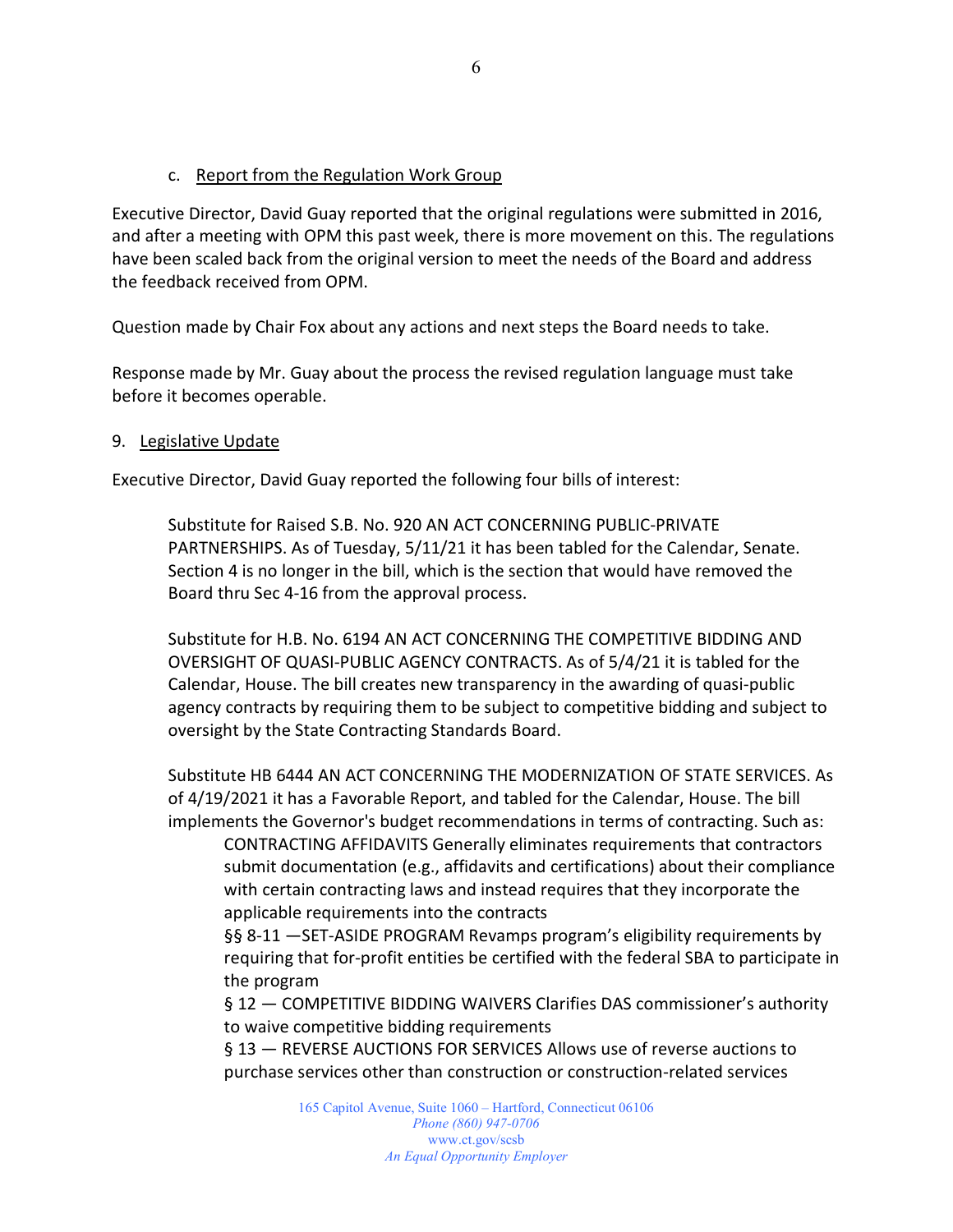c. <u>Report from the Regulation Work Group</u>

Executive Director, David Guay reported that the original regulations were submitted in 2016, and after a meeting with OPM this past week, there is more movement on this. The regulations have been scaled back from the original version to meet the needs of the Board and address the feedback received from OPM.

Question made by Chair Fox about any actions and next steps the Board needs to take.

Response made by Mr. Guay about the process the revised regulation language must take before it becomes operable.

9. <u>Legislative Update</u>

Executive Director, David Guay reported the following four bills of interest:

> Substitute for Raised S.B. No. 920 AN ACT CONCERNING PUBLIC-PRIVATE PARTNERSHIPS. As of Tuesday, 5/11/21 it has been tabled for the Calendar, Senate. Section 4 is no longer in the bill, which is the section that would have removed the Board thru Sec 4-16 from the approval process.
>
> Substitute for H.B. No. 6194 AN ACT CONCERNING THE COMPETITIVE BIDDING AND OVERSIGHT OF QUASI-PUBLIC AGENCY CONTRACTS. As of 5/4/21 it is tabled for the Calendar, House. The bill creates new transparency in the awarding of quasi-public agency contracts by requiring them to be subject to competitive bidding and subject to oversight by the State Contracting Standards Board.
>
> Substitute HB 6444 AN ACT CONCERNING THE MODERNIZATION OF STATE SERVICES. As of 4/19/2021 it has a Favorable Report, and tabled for the Calendar, House. The bill implements the Governor's budget recommendations in terms of contracting. Such as:
>
> > CONTRACTING AFFIDAVITS Generally eliminates requirements that contractors submit documentation (e.g., affidavits and certifications) about their compliance with certain contracting laws and instead requires that they incorporate the applicable requirements into the contracts
> >
> > §§ 8-11 —SET-ASIDE PROGRAM Revamps program's eligibility requirements by requiring that for-profit entities be certified with the federal SBA to participate in the program
> >
> > § 12 — COMPETITIVE BIDDING WAIVERS Clarifies DAS commissioner's authority to waive competitive bidding requirements
> >
> > § 13 — REVERSE AUCTIONS FOR SERVICES Allows use of reverse auctions to purchase services other than construction or construction-related services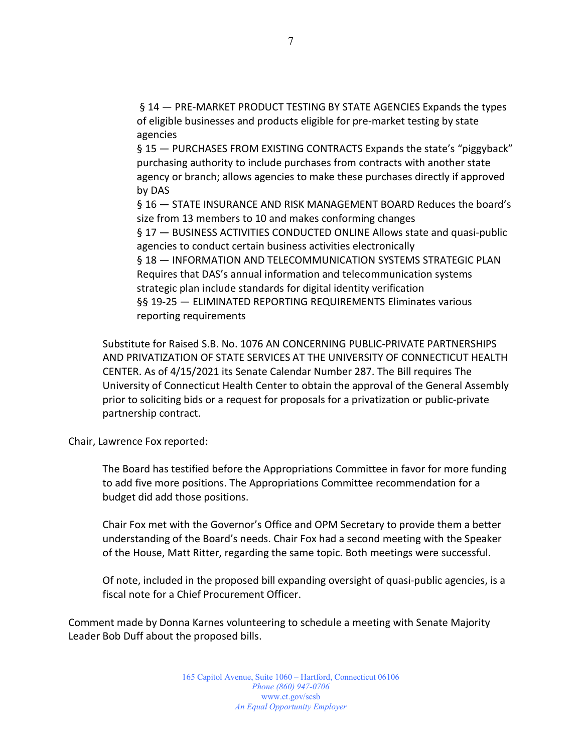§ 14 — PRE-MARKET PRODUCT TESTING BY STATE AGENCIES Expands the types of eligible businesses and products eligible for pre-market testing by state agencies

§ 15 — PURCHASES FROM EXISTING CONTRACTS Expands the state's "piggyback" purchasing authority to include purchases from contracts with another state agency or branch; allows agencies to make these purchases directly if approved by DAS

§ 16 — STATE INSURANCE AND RISK MANAGEMENT BOARD Reduces the board's size from 13 members to 10 and makes conforming changes

§ 17 — BUSINESS ACTIVITIES CONDUCTED ONLINE Allows state and quasi-public agencies to conduct certain business activities electronically

§ 18 — INFORMATION AND TELECOMMUNICATION SYSTEMS STRATEGIC PLAN Requires that DAS's annual information and telecommunication systems strategic plan include standards for digital identity verification

§§ 19-25 — ELIMINATED REPORTING REQUIREMENTS Eliminates various reporting requirements

Substitute for Raised S.B. No. 1076 AN CONCERNING PUBLIC-PRIVATE PARTNERSHIPS AND PRIVATIZATION OF STATE SERVICES AT THE UNIVERSITY OF CONNECTICUT HEALTH CENTER. As of 4/15/2021 its Senate Calendar Number 287. The Bill requires The University of Connecticut Health Center to obtain the approval of the General Assembly prior to soliciting bids or a request for proposals for a privatization or public-private partnership contract.

Chair, Lawrence Fox reported:

The Board has testified before the Appropriations Committee in favor for more funding to add five more positions. The Appropriations Committee recommendation for a budget did add those positions.

Chair Fox met with the Governor's Office and OPM Secretary to provide them a better understanding of the Board's needs. Chair Fox had a second meeting with the Speaker of the House, Matt Ritter, regarding the same topic. Both meetings were successful.

Of note, included in the proposed bill expanding oversight of quasi-public agencies, is a fiscal note for a Chief Procurement Officer.

Comment made by Donna Karnes volunteering to schedule a meeting with Senate Majority Leader Bob Duff about the proposed bills.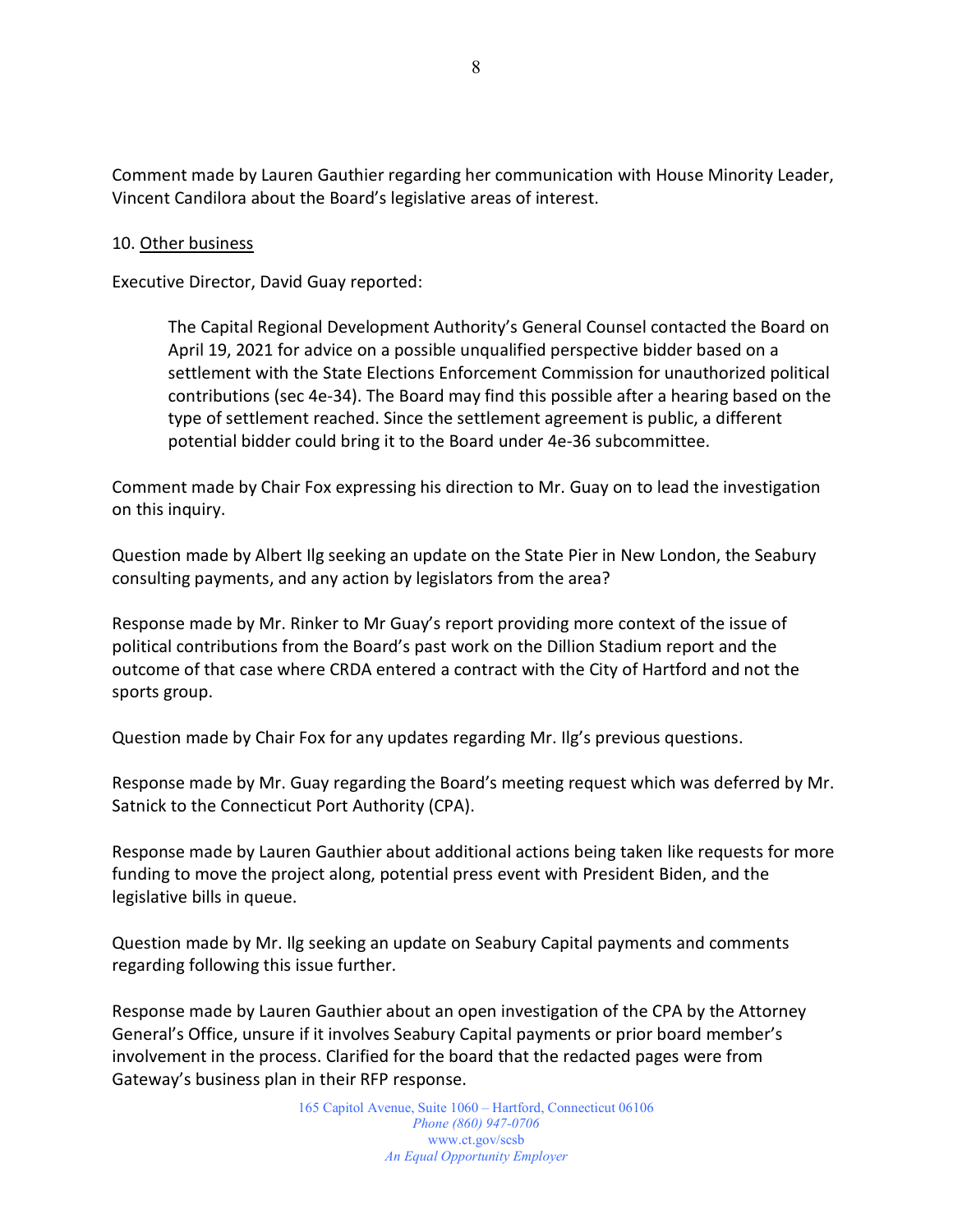Comment made by Lauren Gauthier regarding her communication with House Minority Leader, Vincent Candilora about the Board's legislative areas of interest.

10. Other business

Executive Director, David Guay reported:

> The Capital Regional Development Authority's General Counsel contacted the Board on April 19, 2021 for advice on a possible unqualified perspective bidder based on a settlement with the State Elections Enforcement Commission for unauthorized political contributions (sec 4e-34). The Board may find this possible after a hearing based on the type of settlement reached. Since the settlement agreement is public, a different potential bidder could bring it to the Board under 4e-36 subcommittee.

Comment made by Chair Fox expressing his direction to Mr. Guay on to lead the investigation on this inquiry.

Question made by Albert Ilg seeking an update on the State Pier in New London, the Seabury consulting payments, and any action by legislators from the area?

Response made by Mr. Rinker to Mr Guay's report providing more context of the issue of political contributions from the Board's past work on the Dillion Stadium report and the outcome of that case where CRDA entered a contract with the City of Hartford and not the sports group.

Question made by Chair Fox for any updates regarding Mr. Ilg's previous questions.

Response made by Mr. Guay regarding the Board's meeting request which was deferred by Mr. Satnick to the Connecticut Port Authority (CPA).

Response made by Lauren Gauthier about additional actions being taken like requests for more funding to move the project along, potential press event with President Biden, and the legislative bills in queue.

Question made by Mr. Ilg seeking an update on Seabury Capital payments and comments regarding following this issue further.

Response made by Lauren Gauthier about an open investigation of the CPA by the Attorney General's Office, unsure if it involves Seabury Capital payments or prior board member's involvement in the process. Clarified for the board that the redacted pages were from Gateway's business plan in their RFP response.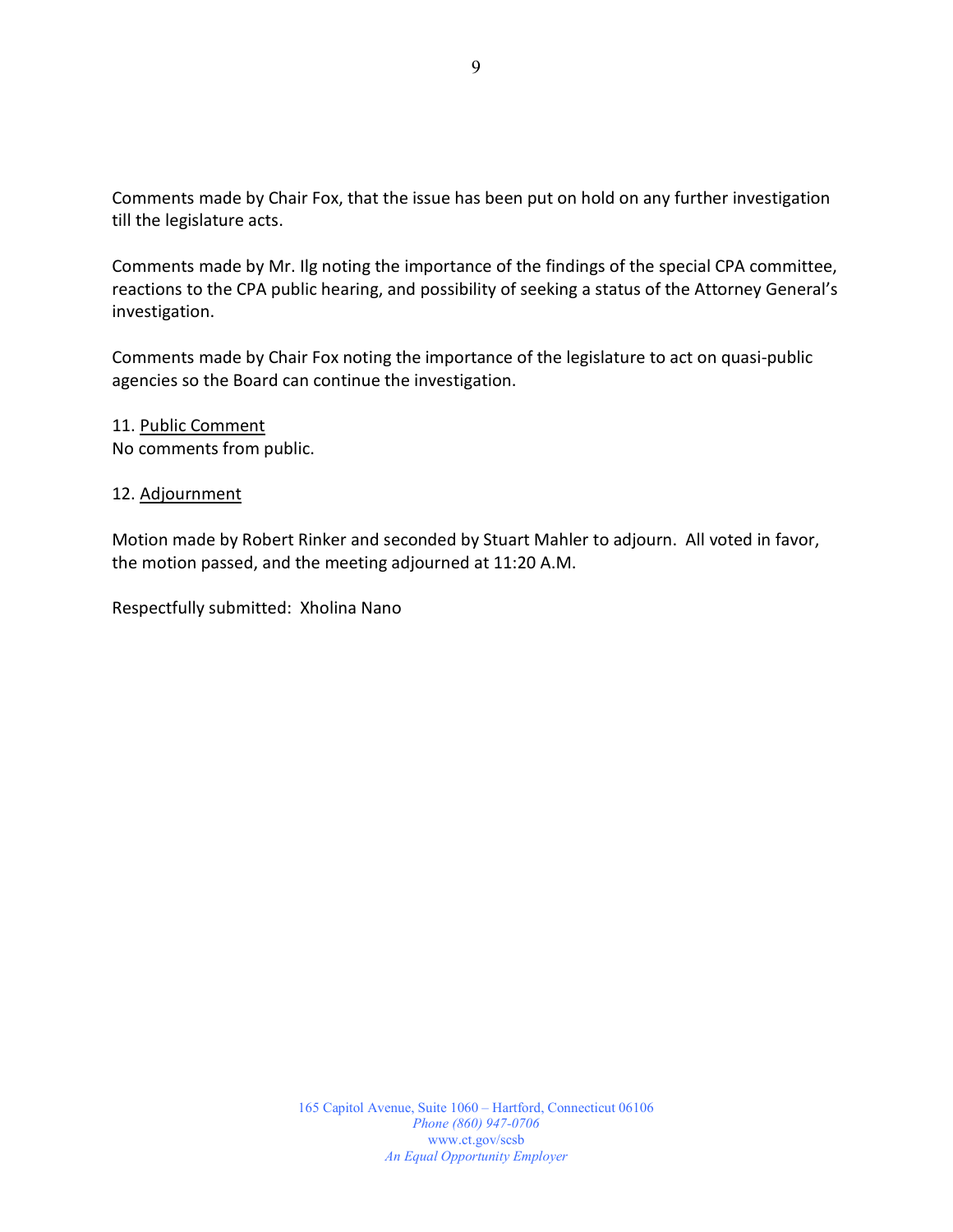Comments made by Chair Fox, that the issue has been put on hold on any further investigation till the legislature acts.

Comments made by Mr. Ilg noting the importance of the findings of the special CPA committee, reactions to the CPA public hearing, and possibility of seeking a status of the Attorney General's investigation.

Comments made by Chair Fox noting the importance of the legislature to act on quasi-public agencies so the Board can continue the investigation.

11. Public Comment
No comments from public.

12. Adjournment

Motion made by Robert Rinker and seconded by Stuart Mahler to adjourn. All voted in favor, the motion passed, and the meeting adjourned at 11:20 A.M.

Respectfully submitted: Xholina Nano

165 Capitol Avenue, Suite 1060 – Hartford, Connecticut 06106
*Phone (860) 947-0706*
www.ct.gov/scsb
*An Equal Opportunity Employer*